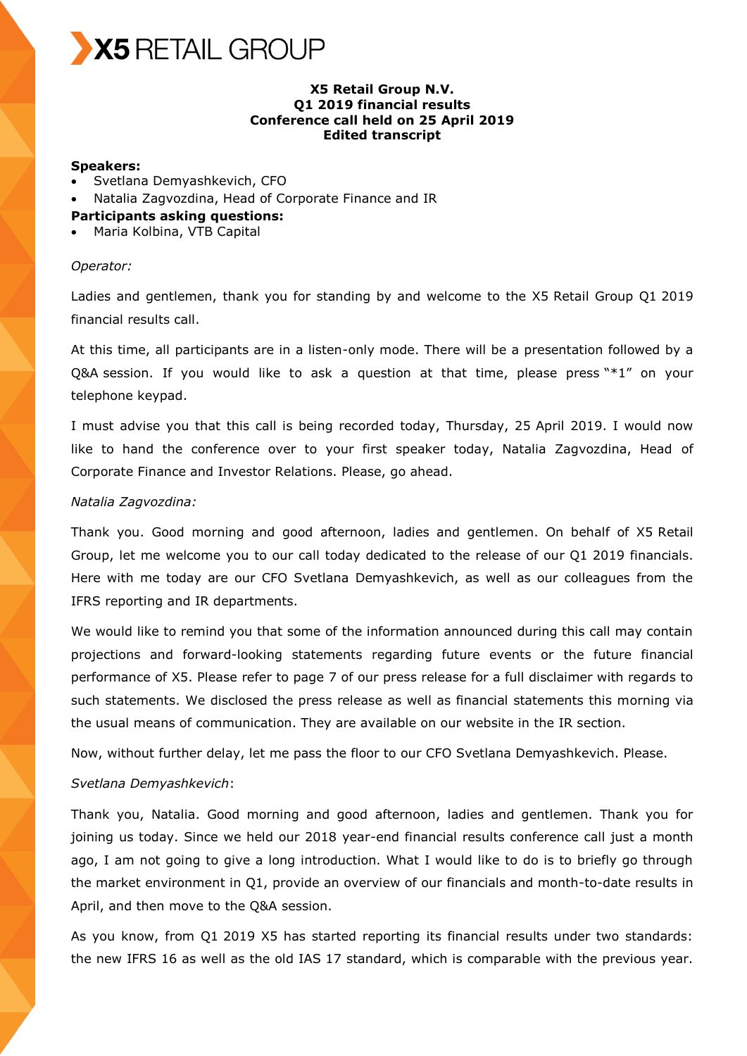X5 RETAIL GROUP

**X5 Retail Group N.V.**
**Q1 2019 financial results**
**Conference call held on 25 April 2019**
**Edited transcript**

**Speakers:**

- Svetlana Demyashkevich, CFO
- Natalia Zagvozdina, Head of Corporate Finance and IR

**Participants asking questions:**

- Maria Kolbina, VTB Capital

*Operator:*

Ladies and gentlemen, thank you for standing by and welcome to the X5 Retail Group Q1 2019 financial results call.

At this time, all participants are in a listen-only mode. There will be a presentation followed by a Q&A session. If you would like to ask a question at that time, please press "*1" on your telephone keypad.

I must advise you that this call is being recorded today, Thursday, 25 April 2019. I would now like to hand the conference over to your first speaker today, Natalia Zagvozdina, Head of Corporate Finance and Investor Relations. Please, go ahead.

*Natalia Zagvozdina:*

Thank you. Good morning and good afternoon, ladies and gentlemen. On behalf of X5 Retail Group, let me welcome you to our call today dedicated to the release of our Q1 2019 financials. Here with me today are our CFO Svetlana Demyashkevich, as well as our colleagues from the IFRS reporting and IR departments.

We would like to remind you that some of the information announced during this call may contain projections and forward-looking statements regarding future events or the future financial performance of X5. Please refer to page 7 of our press release for a full disclaimer with regards to such statements. We disclosed the press release as well as financial statements this morning via the usual means of communication. They are available on our website in the IR section.

Now, without further delay, let me pass the floor to our CFO Svetlana Demyashkevich. Please.

*Svetlana Demyashkevich*:

Thank you, Natalia. Good morning and good afternoon, ladies and gentlemen. Thank you for joining us today. Since we held our 2018 year-end financial results conference call just a month ago, I am not going to give a long introduction. What I would like to do is to briefly go through the market environment in Q1, provide an overview of our financials and month-to-date results in April, and then move to the Q&A session.

As you know, from Q1 2019 X5 has started reporting its financial results under two standards: the new IFRS 16 as well as the old IAS 17 standard, which is comparable with the previous year.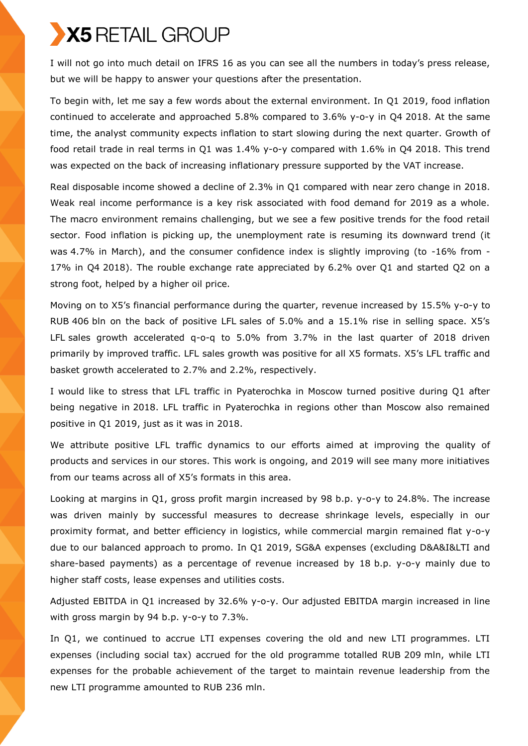I will not go into much detail on IFRS 16 as you can see all the numbers in today's press release, but we will be happy to answer your questions after the presentation.

To begin with, let me say a few words about the external environment. In Q1 2019, food inflation continued to accelerate and approached 5.8% compared to 3.6% y-o-y in Q4 2018. At the same time, the analyst community expects inflation to start slowing during the next quarter. Growth of food retail trade in real terms in Q1 was 1.4% y-o-y compared with 1.6% in Q4 2018. This trend was expected on the back of increasing inflationary pressure supported by the VAT increase.

Real disposable income showed a decline of 2.3% in Q1 compared with near zero change in 2018. Weak real income performance is a key risk associated with food demand for 2019 as a whole. The macro environment remains challenging, but we see a few positive trends for the food retail sector. Food inflation is picking up, the unemployment rate is resuming its downward trend (it was 4.7% in March), and the consumer confidence index is slightly improving (to -16% from -17% in Q4 2018). The rouble exchange rate appreciated by 6.2% over Q1 and started Q2 on a strong foot, helped by a higher oil price.

Moving on to X5's financial performance during the quarter, revenue increased by 15.5% y-o-y to RUB 406 bln on the back of positive LFL sales of 5.0% and a 15.1% rise in selling space. X5's LFL sales growth accelerated q-o-q to 5.0% from 3.7% in the last quarter of 2018 driven primarily by improved traffic. LFL sales growth was positive for all X5 formats. X5's LFL traffic and basket growth accelerated to 2.7% and 2.2%, respectively.

I would like to stress that LFL traffic in Pyaterochka in Moscow turned positive during Q1 after being negative in 2018. LFL traffic in Pyaterochka in regions other than Moscow also remained positive in Q1 2019, just as it was in 2018.

We attribute positive LFL traffic dynamics to our efforts aimed at improving the quality of products and services in our stores. This work is ongoing, and 2019 will see many more initiatives from our teams across all of X5's formats in this area.

Looking at margins in Q1, gross profit margin increased by 98 b.p. y-o-y to 24.8%. The increase was driven mainly by successful measures to decrease shrinkage levels, especially in our proximity format, and better efficiency in logistics, while commercial margin remained flat y-o-y due to our balanced approach to promo. In Q1 2019, SG&A expenses (excluding D&A&I&LTI and share-based payments) as a percentage of revenue increased by 18 b.p. y-o-y mainly due to higher staff costs, lease expenses and utilities costs.

Adjusted EBITDA in Q1 increased by 32.6% y-o-y. Our adjusted EBITDA margin increased in line with gross margin by 94 b.p. y-o-y to 7.3%.

In Q1, we continued to accrue LTI expenses covering the old and new LTI programmes. LTI expenses (including social tax) accrued for the old programme totalled RUB 209 mln, while LTI expenses for the probable achievement of the target to maintain revenue leadership from the new LTI programme amounted to RUB 236 mln.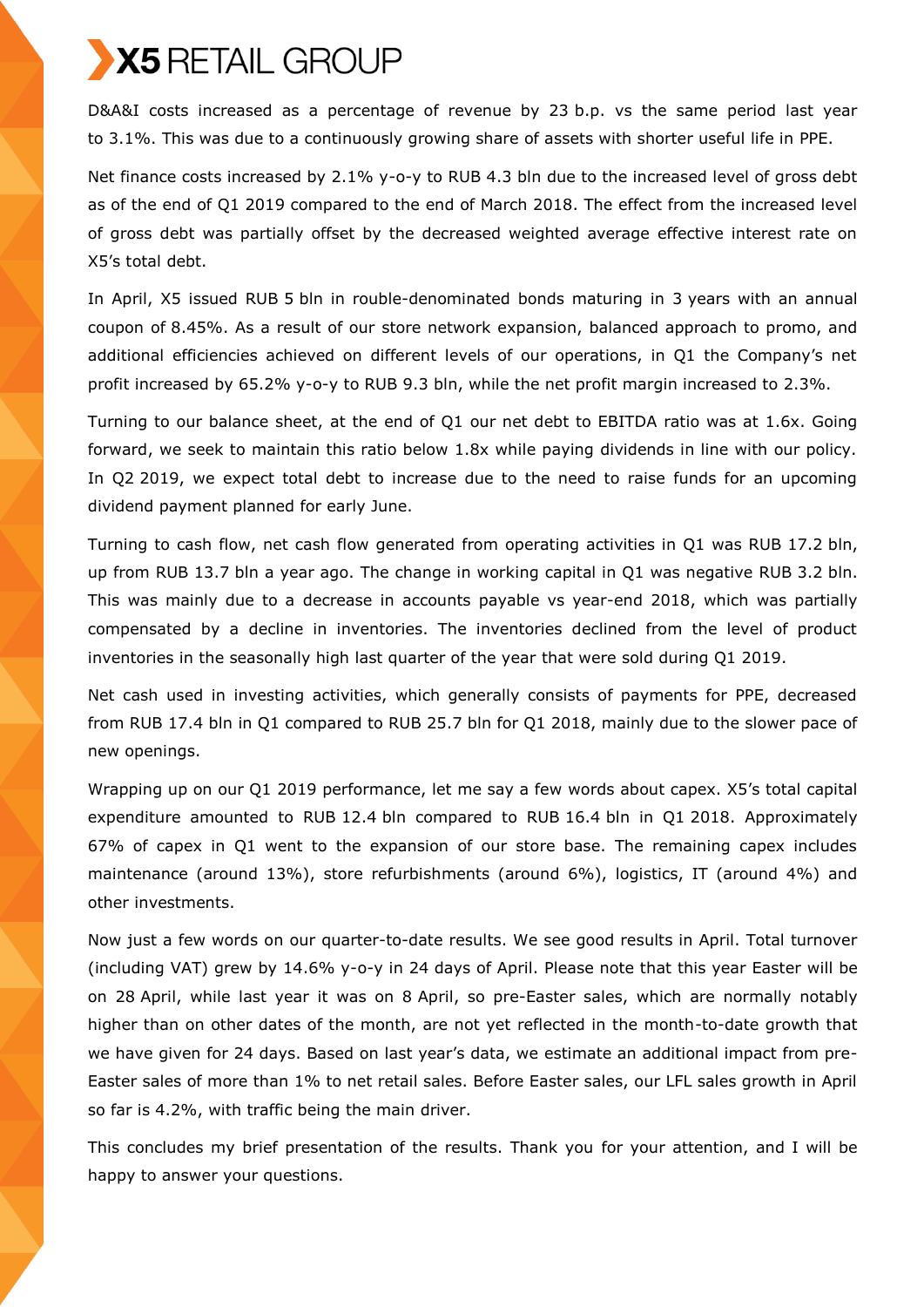D&A&I costs increased as a percentage of revenue by 23 b.p. vs the same period last year to 3.1%. This was due to a continuously growing share of assets with shorter useful life in PPE.

Net finance costs increased by 2.1% y-o-y to RUB 4.3 bln due to the increased level of gross debt as of the end of Q1 2019 compared to the end of March 2018. The effect from the increased level of gross debt was partially offset by the decreased weighted average effective interest rate on X5's total debt.

In April, X5 issued RUB 5 bln in rouble-denominated bonds maturing in 3 years with an annual coupon of 8.45%. As a result of our store network expansion, balanced approach to promo, and additional efficiencies achieved on different levels of our operations, in Q1 the Company's net profit increased by 65.2% y-o-y to RUB 9.3 bln, while the net profit margin increased to 2.3%.

Turning to our balance sheet, at the end of Q1 our net debt to EBITDA ratio was at 1.6x. Going forward, we seek to maintain this ratio below 1.8x while paying dividends in line with our policy. In Q2 2019, we expect total debt to increase due to the need to raise funds for an upcoming dividend payment planned for early June.

Turning to cash flow, net cash flow generated from operating activities in Q1 was RUB 17.2 bln, up from RUB 13.7 bln a year ago. The change in working capital in Q1 was negative RUB 3.2 bln. This was mainly due to a decrease in accounts payable vs year-end 2018, which was partially compensated by a decline in inventories. The inventories declined from the level of product inventories in the seasonally high last quarter of the year that were sold during Q1 2019.

Net cash used in investing activities, which generally consists of payments for PPE, decreased from RUB 17.4 bln in Q1 compared to RUB 25.7 bln for Q1 2018, mainly due to the slower pace of new openings.

Wrapping up on our Q1 2019 performance, let me say a few words about capex. X5's total capital expenditure amounted to RUB 12.4 bln compared to RUB 16.4 bln in Q1 2018. Approximately 67% of capex in Q1 went to the expansion of our store base. The remaining capex includes maintenance (around 13%), store refurbishments (around 6%), logistics, IT (around 4%) and other investments.

Now just a few words on our quarter-to-date results. We see good results in April. Total turnover (including VAT) grew by 14.6% y-o-y in 24 days of April. Please note that this year Easter will be on 28 April, while last year it was on 8 April, so pre-Easter sales, which are normally notably higher than on other dates of the month, are not yet reflected in the month-to-date growth that we have given for 24 days. Based on last year's data, we estimate an additional impact from pre-Easter sales of more than 1% to net retail sales. Before Easter sales, our LFL sales growth in April so far is 4.2%, with traffic being the main driver.

This concludes my brief presentation of the results. Thank you for your attention, and I will be happy to answer your questions.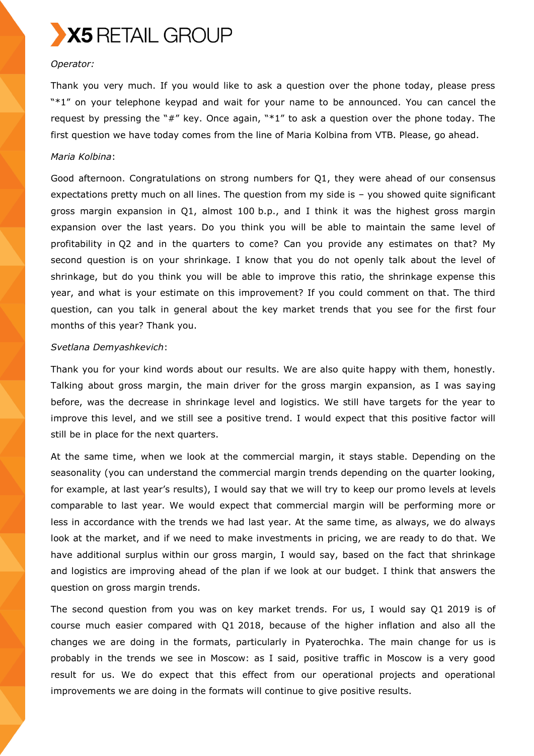*Operator:*

Thank you very much. If you would like to ask a question over the phone today, please press "*1" on your telephone keypad and wait for your name to be announced. You can cancel the request by pressing the "#" key. Once again, "*1" to ask a question over the phone today. The first question we have today comes from the line of Maria Kolbina from VTB. Please, go ahead.

*Maria Kolbina*:

Good afternoon. Congratulations on strong numbers for Q1, they were ahead of our consensus expectations pretty much on all lines. The question from my side is – you showed quite significant gross margin expansion in Q1, almost 100 b.p., and I think it was the highest gross margin expansion over the last years. Do you think you will be able to maintain the same level of profitability in Q2 and in the quarters to come? Can you provide any estimates on that? My second question is on your shrinkage. I know that you do not openly talk about the level of shrinkage, but do you think you will be able to improve this ratio, the shrinkage expense this year, and what is your estimate on this improvement? If you could comment on that. The third question, can you talk in general about the key market trends that you see for the first four months of this year? Thank you.

*Svetlana Demyashkevich*:

Thank you for your kind words about our results. We are also quite happy with them, honestly. Talking about gross margin, the main driver for the gross margin expansion, as I was saying before, was the decrease in shrinkage level and logistics. We still have targets for the year to improve this level, and we still see a positive trend. I would expect that this positive factor will still be in place for the next quarters.

At the same time, when we look at the commercial margin, it stays stable. Depending on the seasonality (you can understand the commercial margin trends depending on the quarter looking, for example, at last year's results), I would say that we will try to keep our promo levels at levels comparable to last year. We would expect that commercial margin will be performing more or less in accordance with the trends we had last year. At the same time, as always, we do always look at the market, and if we need to make investments in pricing, we are ready to do that. We have additional surplus within our gross margin, I would say, based on the fact that shrinkage and logistics are improving ahead of the plan if we look at our budget. I think that answers the question on gross margin trends.

The second question from you was on key market trends. For us, I would say Q1 2019 is of course much easier compared with Q1 2018, because of the higher inflation and also all the changes we are doing in the formats, particularly in Pyaterochka. The main change for us is probably in the trends we see in Moscow: as I said, positive traffic in Moscow is a very good result for us. We do expect that this effect from our operational projects and operational improvements we are doing in the formats will continue to give positive results.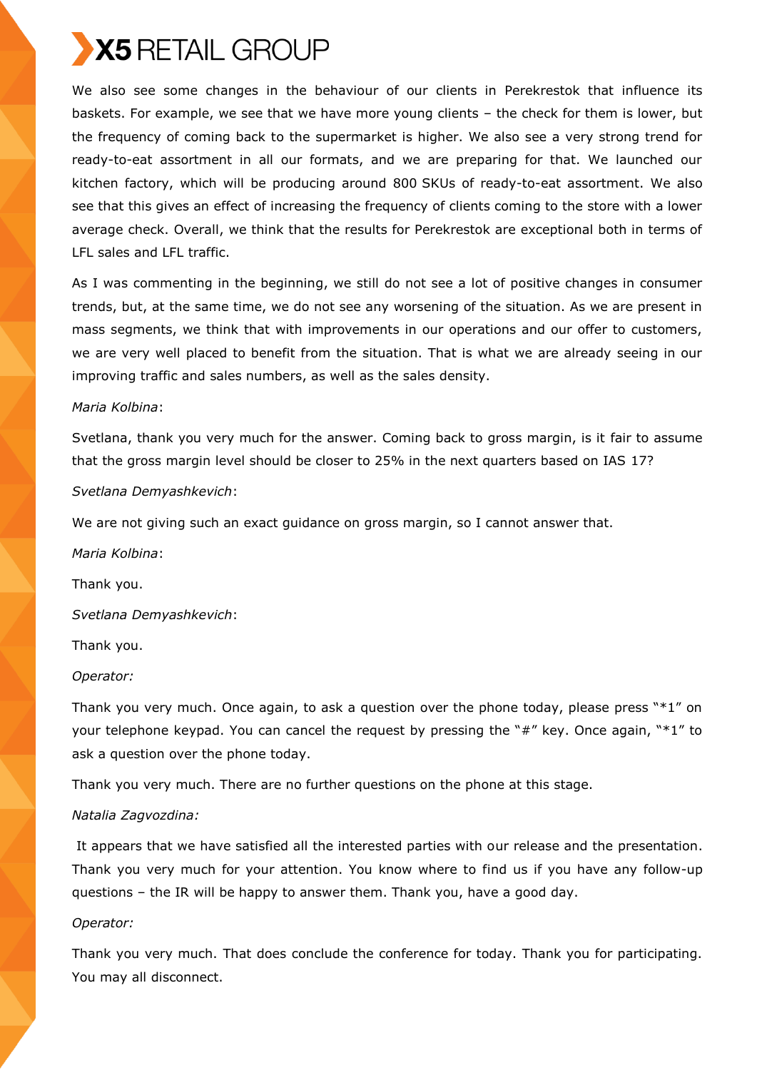We also see some changes in the behaviour of our clients in Perekrestok that influence its baskets. For example, we see that we have more young clients – the check for them is lower, but the frequency of coming back to the supermarket is higher. We also see a very strong trend for ready-to-eat assortment in all our formats, and we are preparing for that. We launched our kitchen factory, which will be producing around 800 SKUs of ready-to-eat assortment. We also see that this gives an effect of increasing the frequency of clients coming to the store with a lower average check. Overall, we think that the results for Perekrestok are exceptional both in terms of LFL sales and LFL traffic.

As I was commenting in the beginning, we still do not see a lot of positive changes in consumer trends, but, at the same time, we do not see any worsening of the situation. As we are present in mass segments, we think that with improvements in our operations and our offer to customers, we are very well placed to benefit from the situation. That is what we are already seeing in our improving traffic and sales numbers, as well as the sales density.

*Maria Kolbina*:

Svetlana, thank you very much for the answer. Coming back to gross margin, is it fair to assume that the gross margin level should be closer to 25% in the next quarters based on IAS 17?

*Svetlana Demyashkevich*:

We are not giving such an exact guidance on gross margin, so I cannot answer that.

*Maria Kolbina*:

Thank you.

*Svetlana Demyashkevich*:

Thank you.

*Operator:*

Thank you very much. Once again, to ask a question over the phone today, please press "*1" on your telephone keypad. You can cancel the request by pressing the "#" key. Once again, "*1" to ask a question over the phone today.

Thank you very much. There are no further questions on the phone at this stage.

*Natalia Zagvozdina:*

It appears that we have satisfied all the interested parties with our release and the presentation. Thank you very much for your attention. You know where to find us if you have any follow-up questions – the IR will be happy to answer them. Thank you, have a good day.

*Operator:*

Thank you very much. That does conclude the conference for today. Thank you for participating. You may all disconnect.